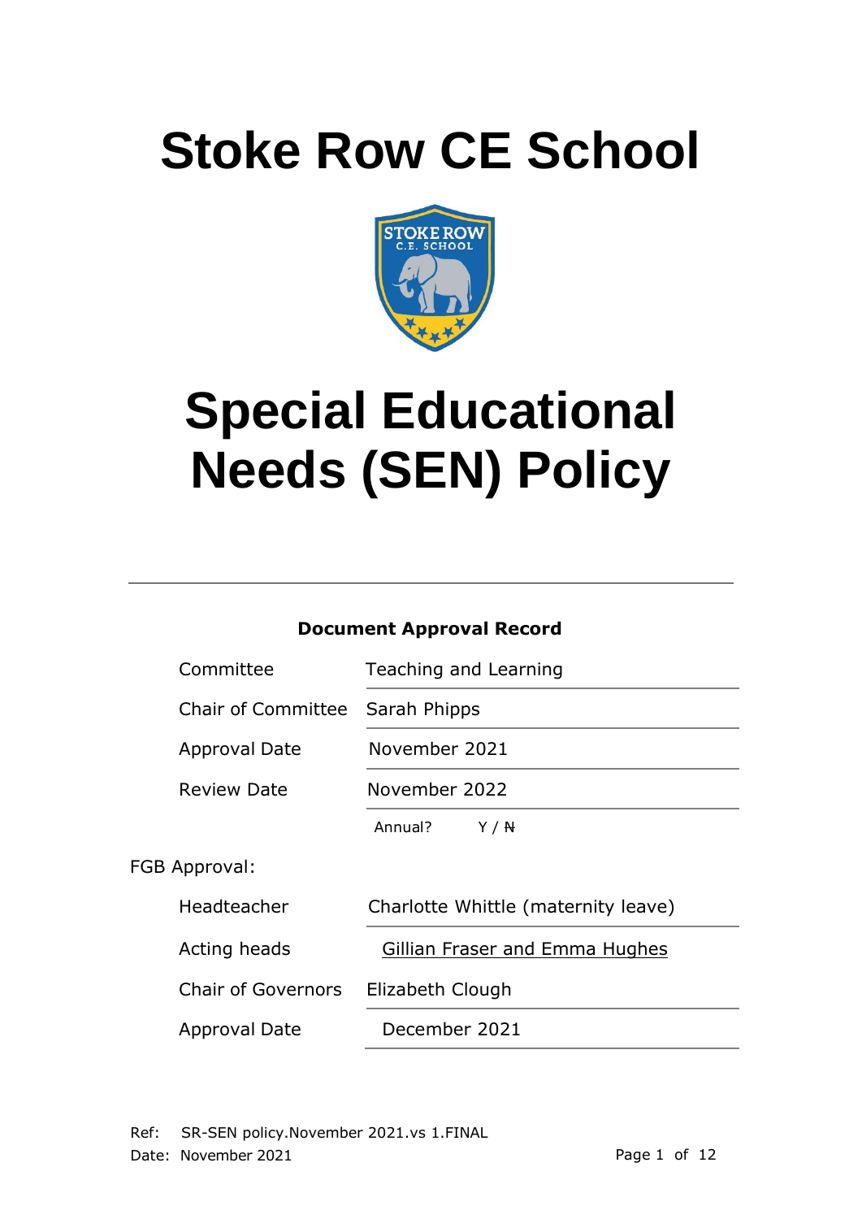# Stoke Row CE School

# Special Educational Needs (SEN) Policy

---

**Document Approval Record**

| | |
|---|---|
| Committee | Teaching and Learning |
| Chair of Committee | Sarah Phipps |
| Approval Date | November 2021 |
| Review Date | November 2022 |
| | Annual? Y / ~~N~~ |

FGB Approval:

| | |
|---|---|
| Headteacher | Charlotte Whittle (maternity leave) |
| Acting heads | Gillian Fraser and Emma Hughes |
| Chair of Governors | Elizabeth Clough |
| Approval Date | December 2021 |

Ref: SR-SEN policy.November 2021.vs 1.FINAL
Date: November 2021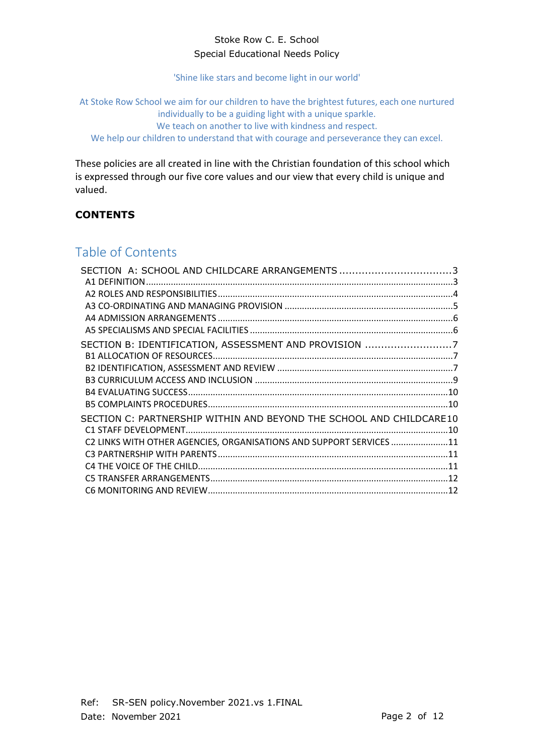Stoke Row C. E. School
Special Educational Needs Policy

'Shine like stars and become light in our world'

At Stoke Row School we aim for our children to have the brightest futures, each one nurtured individually to be a guiding light with a unique sparkle.
We teach on another to live with kindness and respect.
We help our children to understand that with courage and perseverance they can excel.

These policies are all created in line with the Christian foundation of this school which is expressed through our five core values and our view that every child is unique and valued.

**CONTENTS**

## Table of Contents

SECTION A: SCHOOL AND CHILDCARE ARRANGEMENTS ....................................3
- A1 DEFINITION ....................................3
- A2 ROLES AND RESPONSIBILITIES ....................................4
- A3 CO-ORDINATING AND MANAGING PROVISION ....................................5
- A4 ADMISSION ARRANGEMENTS ....................................6
- A5 SPECIALISMS AND SPECIAL FACILITIES ....................................6

SECTION B: IDENTIFICATION, ASSESSMENT AND PROVISION ....................................7
- B1 ALLOCATION OF RESOURCES ....................................7
- B2 IDENTIFICATION, ASSESSMENT AND REVIEW ....................................7
- B3 CURRICULUM ACCESS AND INCLUSION ....................................9
- B4 EVALUATING SUCCESS ....................................10
- B5 COMPLAINTS PROCEDURES ....................................10

SECTION C: PARTNERSHIP WITHIN AND BEYOND THE SCHOOL AND CHILDCARE 10
- C1 STAFF DEVELOPMENT ....................................10
- C2 LINKS WITH OTHER AGENCIES, ORGANISATIONS AND SUPPORT SERVICES ....................................11
- C3 PARTNERSHIP WITH PARENTS ....................................11
- C4 THE VOICE OF THE CHILD ....................................11
- C5 TRANSFER ARRANGEMENTS ....................................12
- C6 MONITORING AND REVIEW ....................................12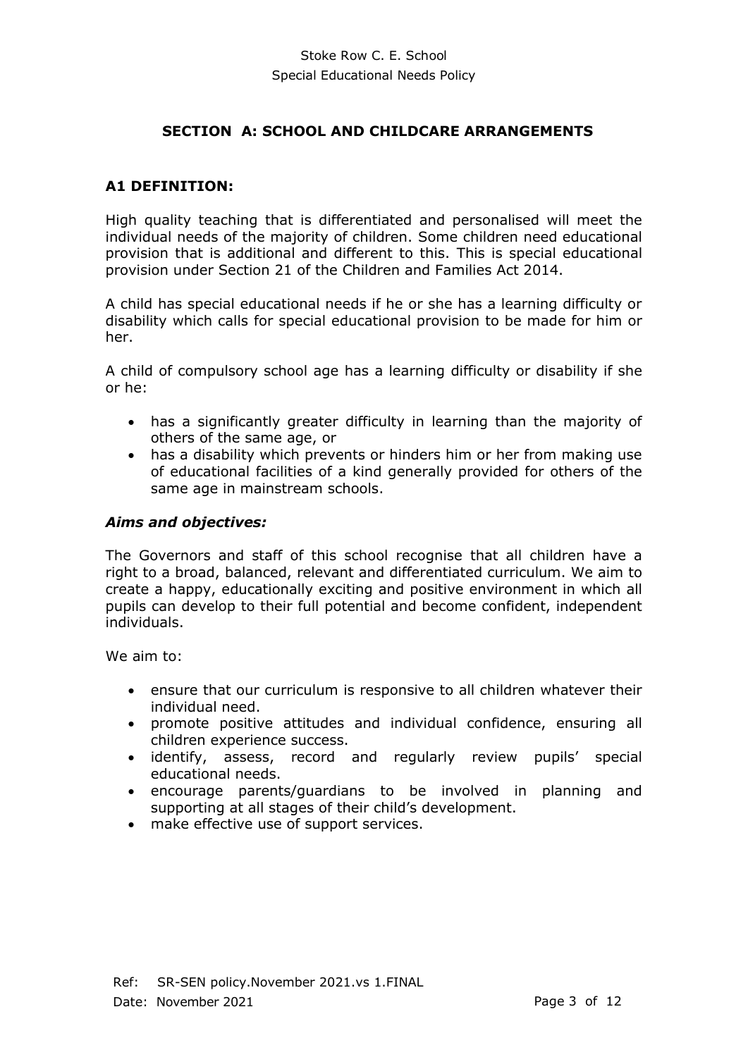## SECTION A: SCHOOL AND CHILDCARE ARRANGEMENTS

### A1 DEFINITION:

High quality teaching that is differentiated and personalised will meet the individual needs of the majority of children. Some children need educational provision that is additional and different to this. This is special educational provision under Section 21 of the Children and Families Act 2014.

A child has special educational needs if he or she has a learning difficulty or disability which calls for special educational provision to be made for him or her.

A child of compulsory school age has a learning difficulty or disability if she or he:

- has a significantly greater difficulty in learning than the majority of others of the same age, or
- has a disability which prevents or hinders him or her from making use of educational facilities of a kind generally provided for others of the same age in mainstream schools.

#### ***Aims and objectives:***

The Governors and staff of this school recognise that all children have a right to a broad, balanced, relevant and differentiated curriculum. We aim to create a happy, educationally exciting and positive environment in which all pupils can develop to their full potential and become confident, independent individuals.

We aim to:

- ensure that our curriculum is responsive to all children whatever their individual need.
- promote positive attitudes and individual confidence, ensuring all children experience success.
- identify, assess, record and regularly review pupils' special educational needs.
- encourage parents/guardians to be involved in planning and supporting at all stages of their child's development.
- make effective use of support services.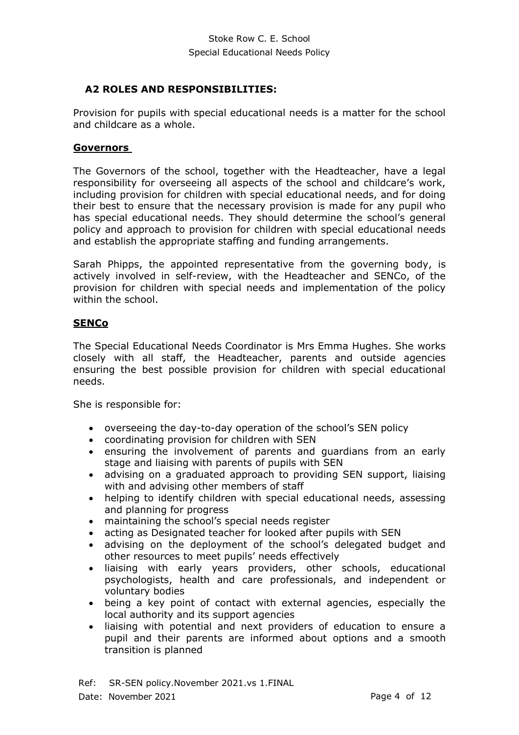## A2 ROLES AND RESPONSIBILITIES:

Provision for pupils with special educational needs is a matter for the school and childcare as a whole.

### Governors

The Governors of the school, together with the Headteacher, have a legal responsibility for overseeing all aspects of the school and childcare's work, including provision for children with special educational needs, and for doing their best to ensure that the necessary provision is made for any pupil who has special educational needs. They should determine the school's general policy and approach to provision for children with special educational needs and establish the appropriate staffing and funding arrangements.

Sarah Phipps, the appointed representative from the governing body, is actively involved in self-review, with the Headteacher and SENCo, of the provision for children with special needs and implementation of the policy within the school.

### SENCo

The Special Educational Needs Coordinator is Mrs Emma Hughes. She works closely with all staff, the Headteacher, parents and outside agencies ensuring the best possible provision for children with special educational needs.

She is responsible for:

- overseeing the day-to-day operation of the school's SEN policy
- coordinating provision for children with SEN
- ensuring the involvement of parents and guardians from an early stage and liaising with parents of pupils with SEN
- advising on a graduated approach to providing SEN support, liaising with and advising other members of staff
- helping to identify children with special educational needs, assessing and planning for progress
- maintaining the school's special needs register
- acting as Designated teacher for looked after pupils with SEN
- advising on the deployment of the school's delegated budget and other resources to meet pupils' needs effectively
- liaising with early years providers, other schools, educational psychologists, health and care professionals, and independent or voluntary bodies
- being a key point of contact with external agencies, especially the local authority and its support agencies
- liaising with potential and next providers of education to ensure a pupil and their parents are informed about options and a smooth transition is planned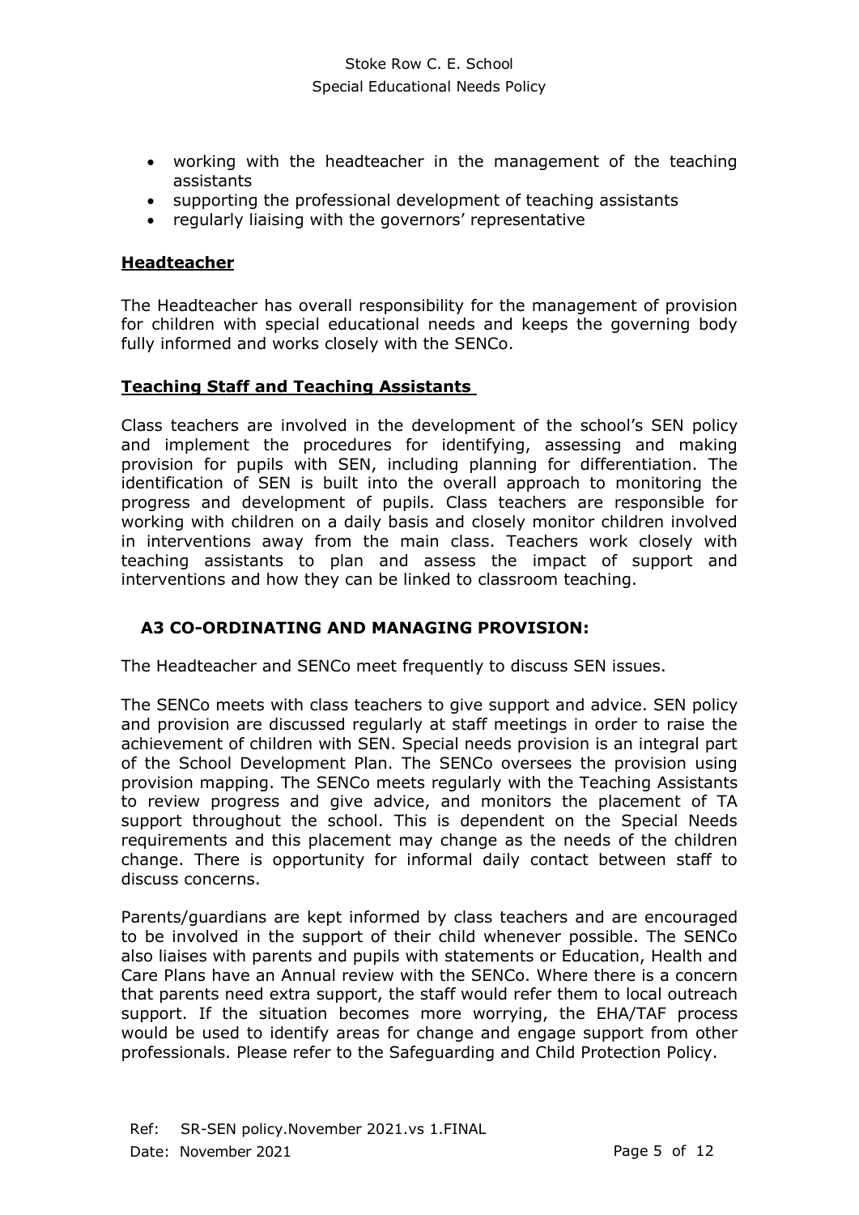- working with the headteacher in the management of the teaching assistants
- supporting the professional development of teaching assistants
- regularly liaising with the governors' representative

### Headteacher

The Headteacher has overall responsibility for the management of provision for children with special educational needs and keeps the governing body fully informed and works closely with the SENCo.

### Teaching Staff and Teaching Assistants

Class teachers are involved in the development of the school's SEN policy and implement the procedures for identifying, assessing and making provision for pupils with SEN, including planning for differentiation. The identification of SEN is built into the overall approach to monitoring the progress and development of pupils. Class teachers are responsible for working with children on a daily basis and closely monitor children involved in interventions away from the main class. Teachers work closely with teaching assistants to plan and assess the impact of support and interventions and how they can be linked to classroom teaching.

## A3 CO-ORDINATING AND MANAGING PROVISION:

The Headteacher and SENCo meet frequently to discuss SEN issues.

The SENCo meets with class teachers to give support and advice. SEN policy and provision are discussed regularly at staff meetings in order to raise the achievement of children with SEN. Special needs provision is an integral part of the School Development Plan. The SENCo oversees the provision using provision mapping. The SENCo meets regularly with the Teaching Assistants to review progress and give advice, and monitors the placement of TA support throughout the school. This is dependent on the Special Needs requirements and this placement may change as the needs of the children change. There is opportunity for informal daily contact between staff to discuss concerns.

Parents/guardians are kept informed by class teachers and are encouraged to be involved in the support of their child whenever possible. The SENCo also liaises with parents and pupils with statements or Education, Health and Care Plans have an Annual review with the SENCo. Where there is a concern that parents need extra support, the staff would refer them to local outreach support. If the situation becomes more worrying, the EHA/TAF process would be used to identify areas for change and engage support from other professionals. Please refer to the Safeguarding and Child Protection Policy.

Ref: SR-SEN policy.November 2021.vs 1.FINAL
Date: November 2021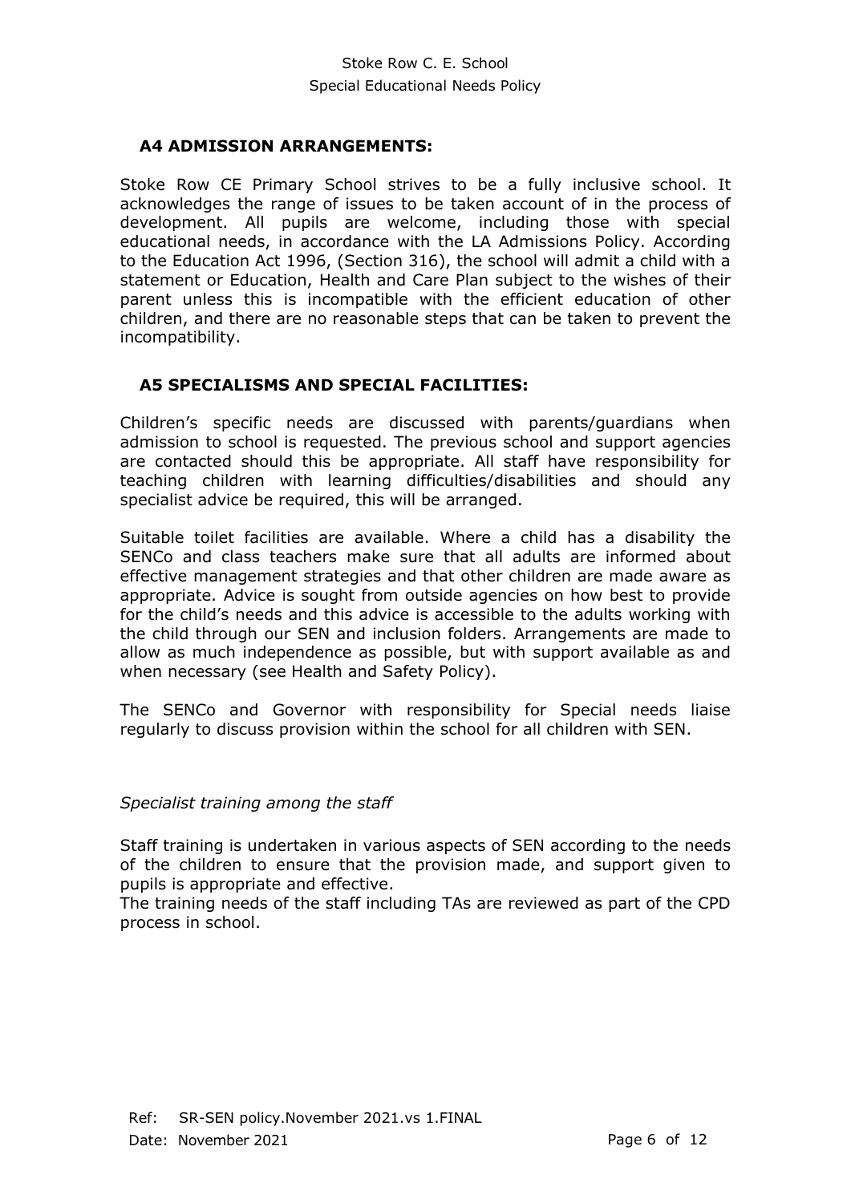### A4 ADMISSION ARRANGEMENTS:

Stoke Row CE Primary School strives to be a fully inclusive school. It acknowledges the range of issues to be taken account of in the process of development. All pupils are welcome, including those with special educational needs, in accordance with the LA Admissions Policy. According to the Education Act 1996, (Section 316), the school will admit a child with a statement or Education, Health and Care Plan subject to the wishes of their parent unless this is incompatible with the efficient education of other children, and there are no reasonable steps that can be taken to prevent the incompatibility.

### A5 SPECIALISMS AND SPECIAL FACILITIES:

Children's specific needs are discussed with parents/guardians when admission to school is requested. The previous school and support agencies are contacted should this be appropriate. All staff have responsibility for teaching children with learning difficulties/disabilities and should any specialist advice be required, this will be arranged.

Suitable toilet facilities are available. Where a child has a disability the SENCo and class teachers make sure that all adults are informed about effective management strategies and that other children are made aware as appropriate. Advice is sought from outside agencies on how best to provide for the child's needs and this advice is accessible to the adults working with the child through our SEN and inclusion folders. Arrangements are made to allow as much independence as possible, but with support available as and when necessary (see Health and Safety Policy).

The SENCo and Governor with responsibility for Special needs liaise regularly to discuss provision within the school for all children with SEN.

*Specialist training among the staff*

Staff training is undertaken in various aspects of SEN according to the needs of the children to ensure that the provision made, and support given to pupils is appropriate and effective.
The training needs of the staff including TAs are reviewed as part of the CPD process in school.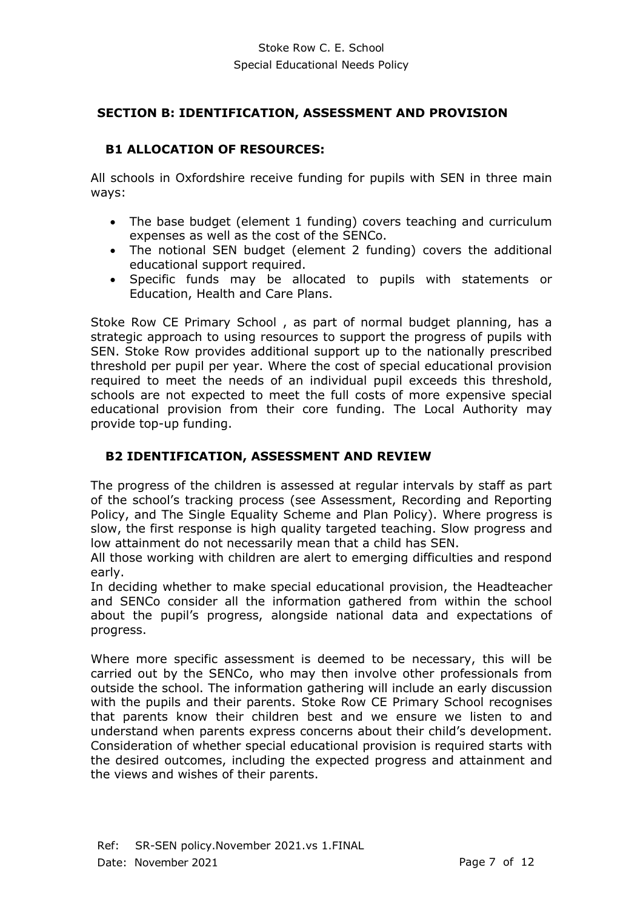## SECTION B: IDENTIFICATION, ASSESSMENT AND PROVISION

### B1 ALLOCATION OF RESOURCES:

All schools in Oxfordshire receive funding for pupils with SEN in three main ways:

- The base budget (element 1 funding) covers teaching and curriculum expenses as well as the cost of the SENCo.
- The notional SEN budget (element 2 funding) covers the additional educational support required.
- Specific funds may be allocated to pupils with statements or Education, Health and Care Plans.

Stoke Row CE Primary School , as part of normal budget planning, has a strategic approach to using resources to support the progress of pupils with SEN. Stoke Row provides additional support up to the nationally prescribed threshold per pupil per year. Where the cost of special educational provision required to meet the needs of an individual pupil exceeds this threshold, schools are not expected to meet the full costs of more expensive special educational provision from their core funding. The Local Authority may provide top-up funding.

### B2 IDENTIFICATION, ASSESSMENT AND REVIEW

The progress of the children is assessed at regular intervals by staff as part of the school's tracking process (see Assessment, Recording and Reporting Policy, and The Single Equality Scheme and Plan Policy). Where progress is slow, the first response is high quality targeted teaching. Slow progress and low attainment do not necessarily mean that a child has SEN.
All those working with children are alert to emerging difficulties and respond early.
In deciding whether to make special educational provision, the Headteacher and SENCo consider all the information gathered from within the school about the pupil's progress, alongside national data and expectations of progress.

Where more specific assessment is deemed to be necessary, this will be carried out by the SENCo, who may then involve other professionals from outside the school. The information gathering will include an early discussion with the pupils and their parents. Stoke Row CE Primary School recognises that parents know their children best and we ensure we listen to and understand when parents express concerns about their child's development. Consideration of whether special educational provision is required starts with the desired outcomes, including the expected progress and attainment and the views and wishes of their parents.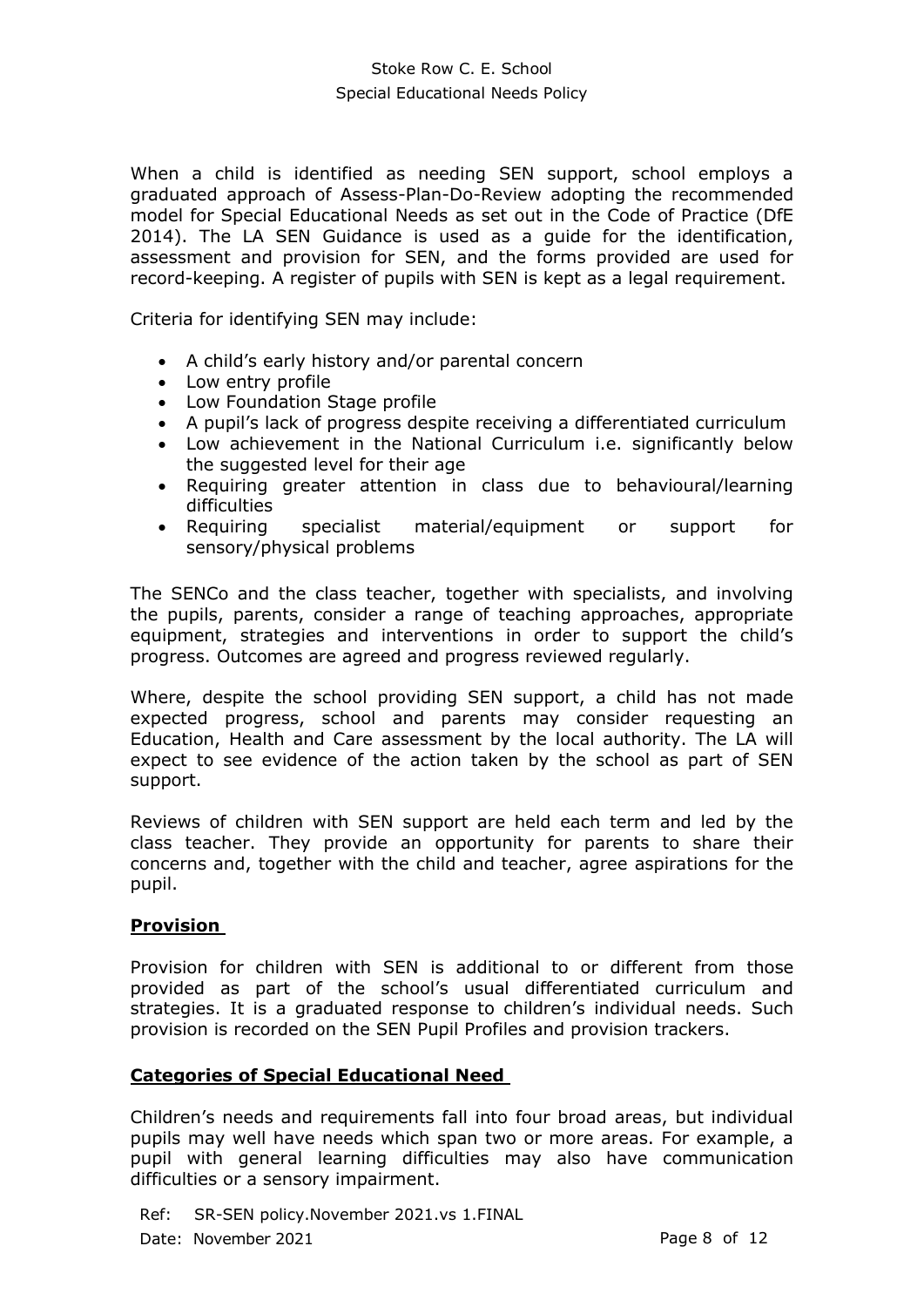When a child is identified as needing SEN support, school employs a graduated approach of Assess-Plan-Do-Review adopting the recommended model for Special Educational Needs as set out in the Code of Practice (DfE 2014). The LA SEN Guidance is used as a guide for the identification, assessment and provision for SEN, and the forms provided are used for record-keeping. A register of pupils with SEN is kept as a legal requirement.

Criteria for identifying SEN may include:

- A child's early history and/or parental concern
- Low entry profile
- Low Foundation Stage profile
- A pupil's lack of progress despite receiving a differentiated curriculum
- Low achievement in the National Curriculum i.e. significantly below the suggested level for their age
- Requiring greater attention in class due to behavioural/learning difficulties
- Requiring specialist material/equipment or support for sensory/physical problems

The SENCo and the class teacher, together with specialists, and involving the pupils, parents, consider a range of teaching approaches, appropriate equipment, strategies and interventions in order to support the child's progress. Outcomes are agreed and progress reviewed regularly.

Where, despite the school providing SEN support, a child has not made expected progress, school and parents may consider requesting an Education, Health and Care assessment by the local authority. The LA will expect to see evidence of the action taken by the school as part of SEN support.

Reviews of children with SEN support are held each term and led by the class teacher. They provide an opportunity for parents to share their concerns and, together with the child and teacher, agree aspirations for the pupil.

## Provision

Provision for children with SEN is additional to or different from those provided as part of the school's usual differentiated curriculum and strategies. It is a graduated response to children's individual needs. Such provision is recorded on the SEN Pupil Profiles and provision trackers.

## Categories of Special Educational Need

Children's needs and requirements fall into four broad areas, but individual pupils may well have needs which span two or more areas. For example, a pupil with general learning difficulties may also have communication difficulties or a sensory impairment.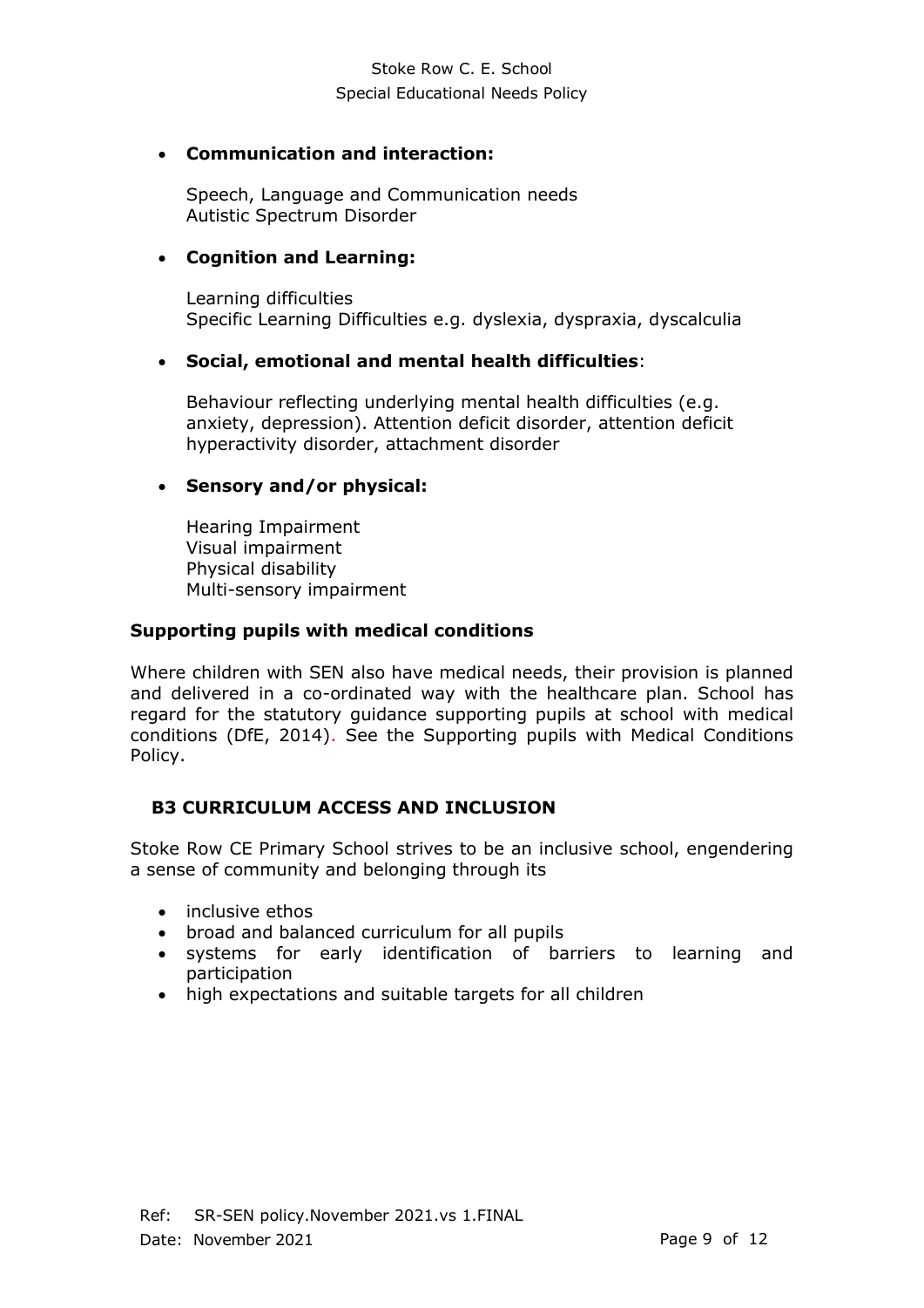- **Communication and interaction:**

  Speech, Language and Communication needs
  Autistic Spectrum Disorder

- **Cognition and Learning:**

  Learning difficulties
  Specific Learning Difficulties e.g. dyslexia, dyspraxia, dyscalculia

- **Social, emotional and mental health difficulties**:

  Behaviour reflecting underlying mental health difficulties (e.g. anxiety, depression). Attention deficit disorder, attention deficit hyperactivity disorder, attachment disorder

- **Sensory and/or physical:**

  Hearing Impairment
  Visual impairment
  Physical disability
  Multi-sensory impairment

**Supporting pupils with medical conditions**

Where children with SEN also have medical needs, their provision is planned and delivered in a co-ordinated way with the healthcare plan. School has regard for the statutory guidance supporting pupils at school with medical conditions (DfE, 2014). See the Supporting pupils with Medical Conditions Policy.

## B3 CURRICULUM ACCESS AND INCLUSION

Stoke Row CE Primary School strives to be an inclusive school, engendering a sense of community and belonging through its

- inclusive ethos
- broad and balanced curriculum for all pupils
- systems for early identification of barriers to learning and participation
- high expectations and suitable targets for all children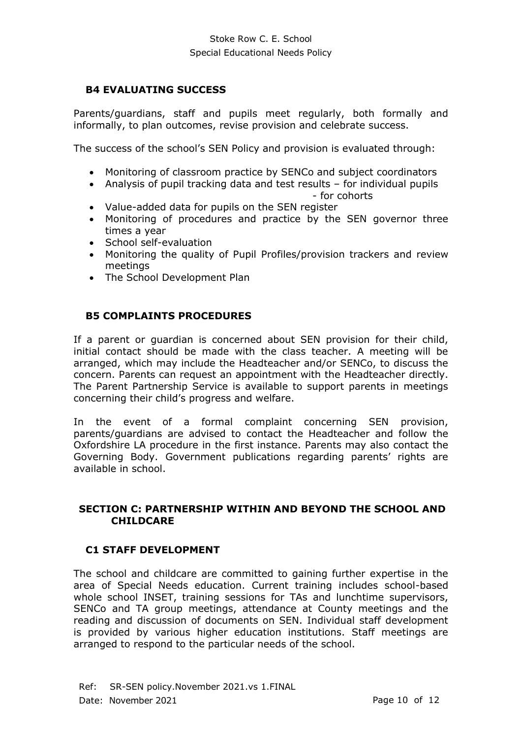### B4 EVALUATING SUCCESS

Parents/guardians, staff and pupils meet regularly, both formally and informally, to plan outcomes, revise provision and celebrate success.

The success of the school's SEN Policy and provision is evaluated through:

- Monitoring of classroom practice by SENCo and subject coordinators
- Analysis of pupil tracking data and test results – for individual pupils
  - for cohorts
- Value-added data for pupils on the SEN register
- Monitoring of procedures and practice by the SEN governor three times a year
- School self-evaluation
- Monitoring the quality of Pupil Profiles/provision trackers and review meetings
- The School Development Plan

### B5 COMPLAINTS PROCEDURES

If a parent or guardian is concerned about SEN provision for their child, initial contact should be made with the class teacher. A meeting will be arranged, which may include the Headteacher and/or SENCo, to discuss the concern. Parents can request an appointment with the Headteacher directly. The Parent Partnership Service is available to support parents in meetings concerning their child's progress and welfare.

In the event of a formal complaint concerning SEN provision, parents/guardians are advised to contact the Headteacher and follow the Oxfordshire LA procedure in the first instance. Parents may also contact the Governing Body. Government publications regarding parents' rights are available in school.

## SECTION C: PARTNERSHIP WITHIN AND BEYOND THE SCHOOL AND CHILDCARE

### C1 STAFF DEVELOPMENT

The school and childcare are committed to gaining further expertise in the area of Special Needs education. Current training includes school-based whole school INSET, training sessions for TAs and lunchtime supervisors, SENCo and TA group meetings, attendance at County meetings and the reading and discussion of documents on SEN. Individual staff development is provided by various higher education institutions. Staff meetings are arranged to respond to the particular needs of the school.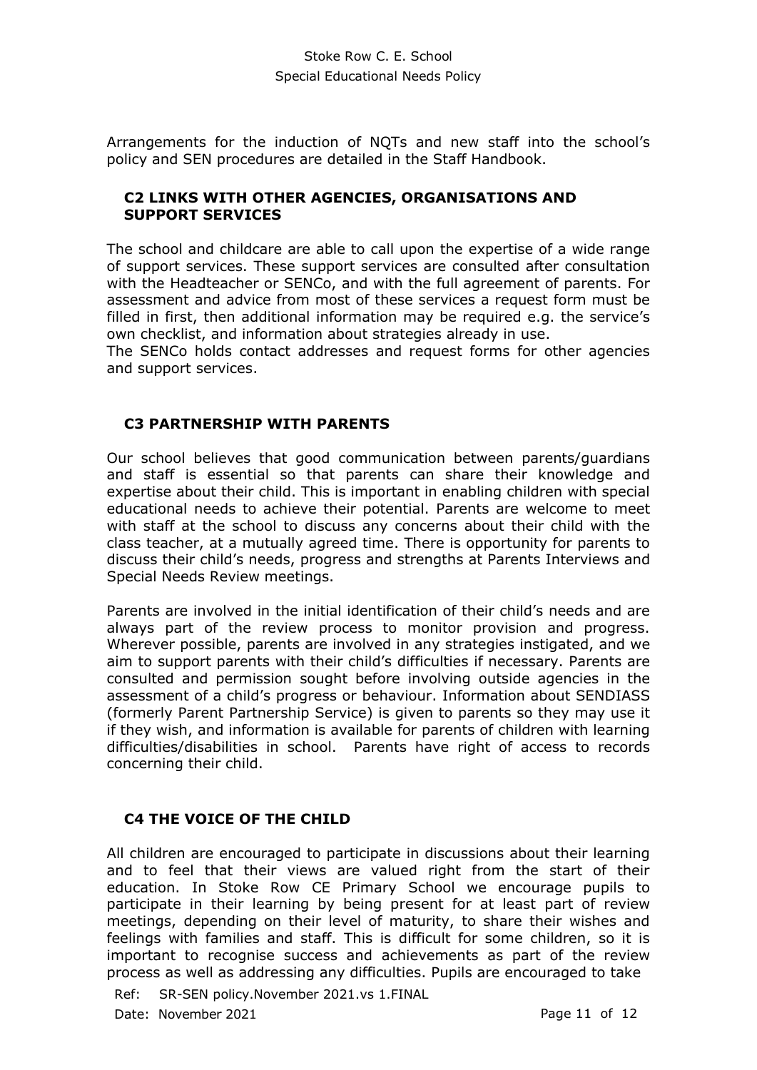Arrangements for the induction of NQTs and new staff into the school's policy and SEN procedures are detailed in the Staff Handbook.

## C2 LINKS WITH OTHER AGENCIES, ORGANISATIONS AND SUPPORT SERVICES

The school and childcare are able to call upon the expertise of a wide range of support services. These support services are consulted after consultation with the Headteacher or SENCo, and with the full agreement of parents. For assessment and advice from most of these services a request form must be filled in first, then additional information may be required e.g. the service's own checklist, and information about strategies already in use.
The SENCo holds contact addresses and request forms for other agencies and support services.

## C3 PARTNERSHIP WITH PARENTS

Our school believes that good communication between parents/guardians and staff is essential so that parents can share their knowledge and expertise about their child. This is important in enabling children with special educational needs to achieve their potential. Parents are welcome to meet with staff at the school to discuss any concerns about their child with the class teacher, at a mutually agreed time. There is opportunity for parents to discuss their child's needs, progress and strengths at Parents Interviews and Special Needs Review meetings.

Parents are involved in the initial identification of their child's needs and are always part of the review process to monitor provision and progress. Wherever possible, parents are involved in any strategies instigated, and we aim to support parents with their child's difficulties if necessary. Parents are consulted and permission sought before involving outside agencies in the assessment of a child's progress or behaviour. Information about SENDIASS (formerly Parent Partnership Service) is given to parents so they may use it if they wish, and information is available for parents of children with learning difficulties/disabilities in school. Parents have right of access to records concerning their child.

## C4 THE VOICE OF THE CHILD

All children are encouraged to participate in discussions about their learning and to feel that their views are valued right from the start of their education. In Stoke Row CE Primary School we encourage pupils to participate in their learning by being present for at least part of review meetings, depending on their level of maturity, to share their wishes and feelings with families and staff. This is difficult for some children, so it is important to recognise success and achievements as part of the review process as well as addressing any difficulties. Pupils are encouraged to take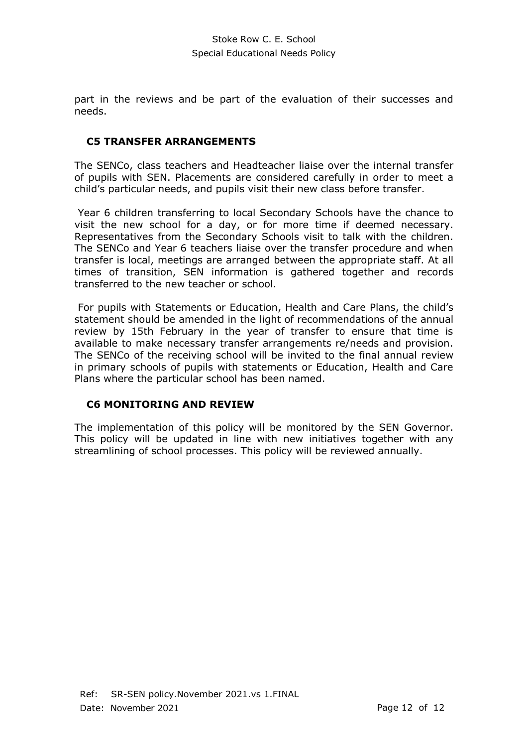part in the reviews and be part of the evaluation of their successes and needs.

### C5 TRANSFER ARRANGEMENTS

The SENCo, class teachers and Headteacher liaise over the internal transfer of pupils with SEN. Placements are considered carefully in order to meet a child's particular needs, and pupils visit their new class before transfer.

Year 6 children transferring to local Secondary Schools have the chance to visit the new school for a day, or for more time if deemed necessary. Representatives from the Secondary Schools visit to talk with the children. The SENCo and Year 6 teachers liaise over the transfer procedure and when transfer is local, meetings are arranged between the appropriate staff. At all times of transition, SEN information is gathered together and records transferred to the new teacher or school.

For pupils with Statements or Education, Health and Care Plans, the child's statement should be amended in the light of recommendations of the annual review by 15th February in the year of transfer to ensure that time is available to make necessary transfer arrangements re/needs and provision. The SENCo of the receiving school will be invited to the final annual review in primary schools of pupils with statements or Education, Health and Care Plans where the particular school has been named.

### C6 MONITORING AND REVIEW

The implementation of this policy will be monitored by the SEN Governor. This policy will be updated in line with new initiatives together with any streamlining of school processes. This policy will be reviewed annually.